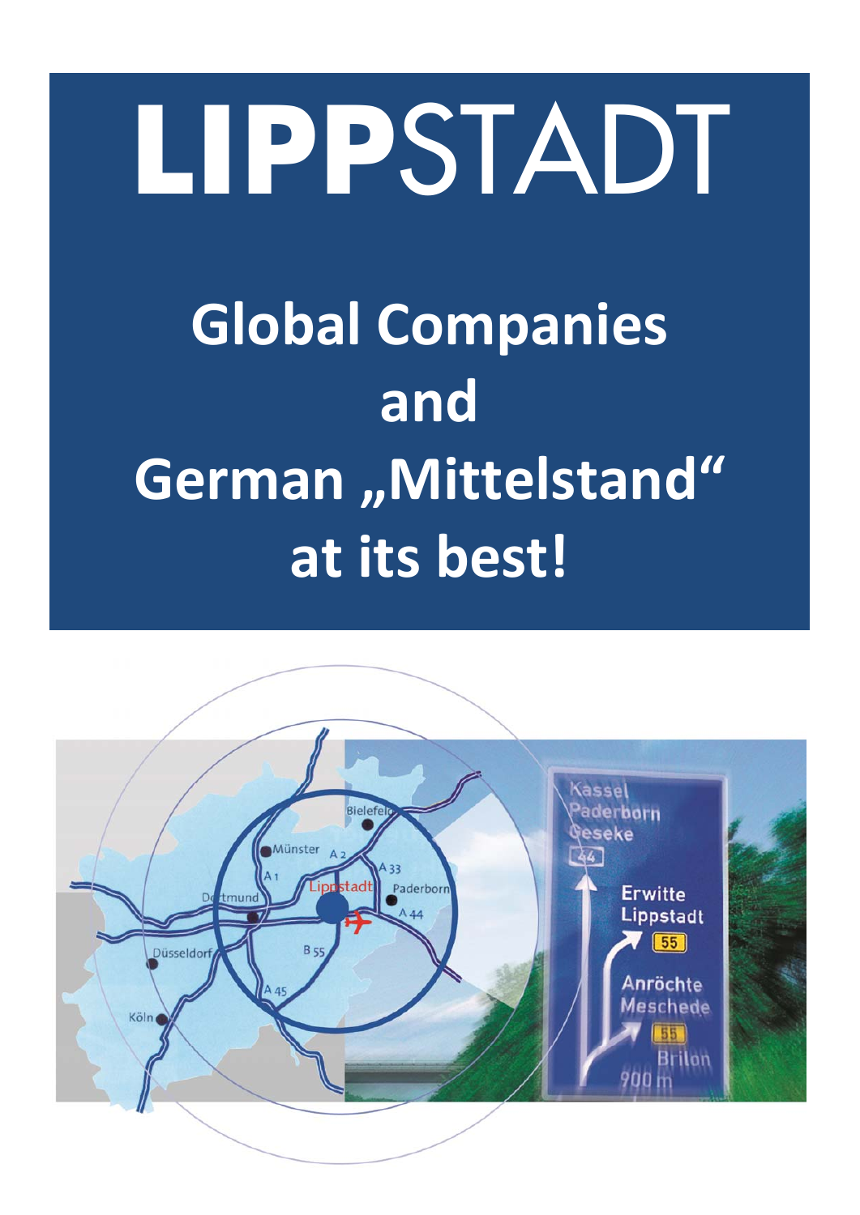# LIPPSTADT

## Global Companies and German „Mittelstand" at its best!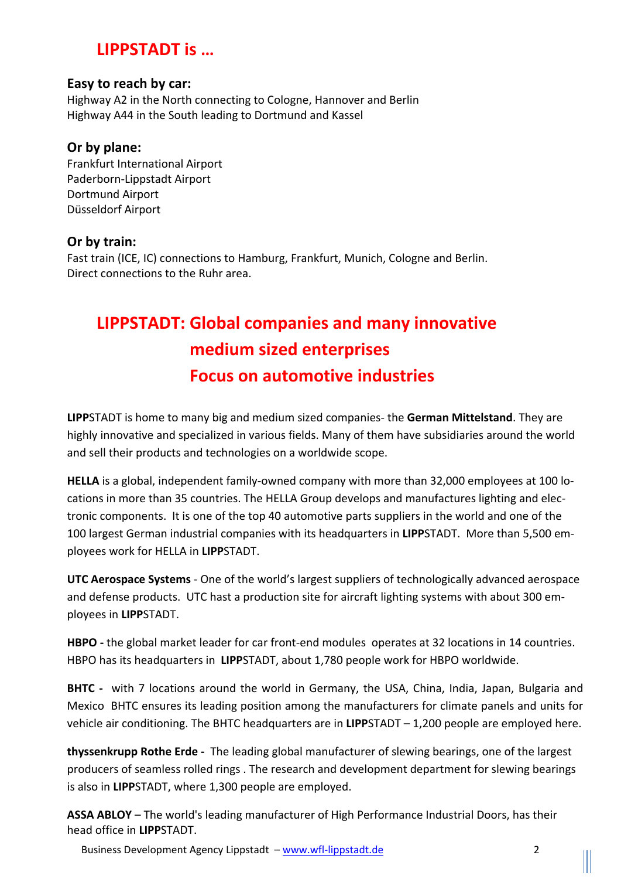## LIPPSTADT is …

### Easy to reach by car:

Highway A2 in the North connecting to Cologne, Hannover and Berlin
Highway A44 in the South leading to Dortmund and Kassel

### Or by plane:

Frankfurt International Airport
Paderborn-Lippstadt Airport
Dortmund Airport
Düsseldorf Airport

### Or by train:

Fast train (ICE, IC) connections to Hamburg, Frankfurt, Munich, Cologne and Berlin.
Direct connections to the Ruhr area.

## LIPPSTADT: Global companies and many innovative medium sized enterprises Focus on automotive industries

**LIPP**STADT is home to many big and medium sized companies- the **German Mittelstand**. They are highly innovative and specialized in various fields. Many of them have subsidiaries around the world and sell their products and technologies on a worldwide scope.

**HELLA** is a global, independent family-owned company with more than 32,000 employees at 100 locations in more than 35 countries. The HELLA Group develops and manufactures lighting and electronic components. It is one of the top 40 automotive parts suppliers in the world and one of the 100 largest German industrial companies with its headquarters in **LIPP**STADT. More than 5,500 employees work for HELLA in **LIPP**STADT.

**UTC Aerospace Systems** - One of the world's largest suppliers of technologically advanced aerospace and defense products. UTC hast a production site for aircraft lighting systems with about 300 employees in **LIPP**STADT.

**HBPO -** the global market leader for car front-end modules operates at 32 locations in 14 countries. HBPO has its headquarters in **LIPP**STADT, about 1,780 people work for HBPO worldwide.

**BHTC -** with 7 locations around the world in Germany, the USA, China, India, Japan, Bulgaria and Mexico BHTC ensures its leading position among the manufacturers for climate panels and units for vehicle air conditioning. The BHTC headquarters are in **LIPP**STADT – 1,200 people are employed here.

**thyssenkrupp Rothe Erde -** The leading global manufacturer of slewing bearings, one of the largest producers of seamless rolled rings . The research and development department for slewing bearings is also in **LIPP**STADT, where 1,300 people are employed.

**ASSA ABLOY** – The world's leading manufacturer of High Performance Industrial Doors, has their head office in **LIPP**STADT.

Business Development Agency Lippstadt – www.wfl-lippstadt.de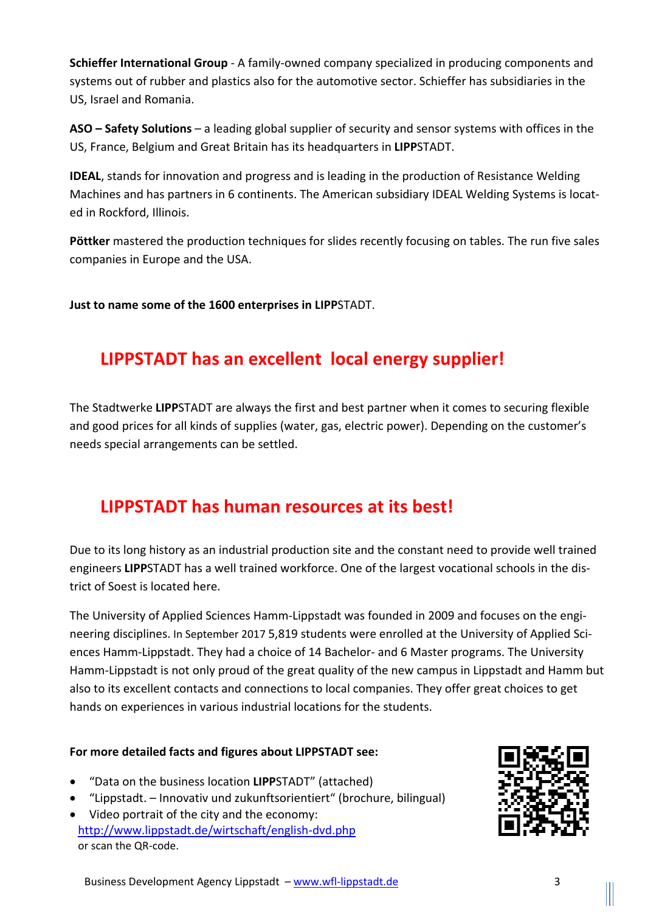**Schieffer International Group** - A family-owned company specialized in producing components and systems out of rubber and plastics also for the automotive sector. Schieffer has subsidiaries in the US, Israel and Romania.

**ASO – Safety Solutions** – a leading global supplier of security and sensor systems with offices in the US, France, Belgium and Great Britain has its headquarters in **LIPP**STADT.

**IDEAL**, stands for innovation and progress and is leading in the production of Resistance Welding Machines and has partners in 6 continents. The American subsidiary IDEAL Welding Systems is located in Rockford, Illinois.

**Pöttker** mastered the production techniques for slides recently focusing on tables. The run five sales companies in Europe and the USA.

**Just to name some of the 1600 enterprises in LIPP**STADT.

## LIPPSTADT has an excellent local energy supplier!

The Stadtwerke **LIPP**STADT are always the first and best partner when it comes to securing flexible and good prices for all kinds of supplies (water, gas, electric power). Depending on the customer's needs special arrangements can be settled.

## LIPPSTADT has human resources at its best!

Due to its long history as an industrial production site and the constant need to provide well trained engineers **LIPP**STADT has a well trained workforce. One of the largest vocational schools in the district of Soest is located here.

The University of Applied Sciences Hamm-Lippstadt was founded in 2009 and focuses on the engineering disciplines. In September 2017 5,819 students were enrolled at the University of Applied Sciences Hamm-Lippstadt. They had a choice of 14 Bachelor- and 6 Master programs. The University Hamm-Lippstadt is not only proud of the great quality of the new campus in Lippstadt and Hamm but also to its excellent contacts and connections to local companies. They offer great choices to get hands on experiences in various industrial locations for the students.

**For more detailed facts and figures about LIPPSTADT see:**

- "Data on the business location **LIPP**STADT" (attached)
- "Lippstadt. – Innovativ und zukunftsorientiert" (brochure, bilingual)
- Video portrait of the city and the economy:
  http://www.lippstadt.de/wirtschaft/english-dvd.php
  or scan the QR-code.

Business Development Agency Lippstadt – www.wfl-lippstadt.de